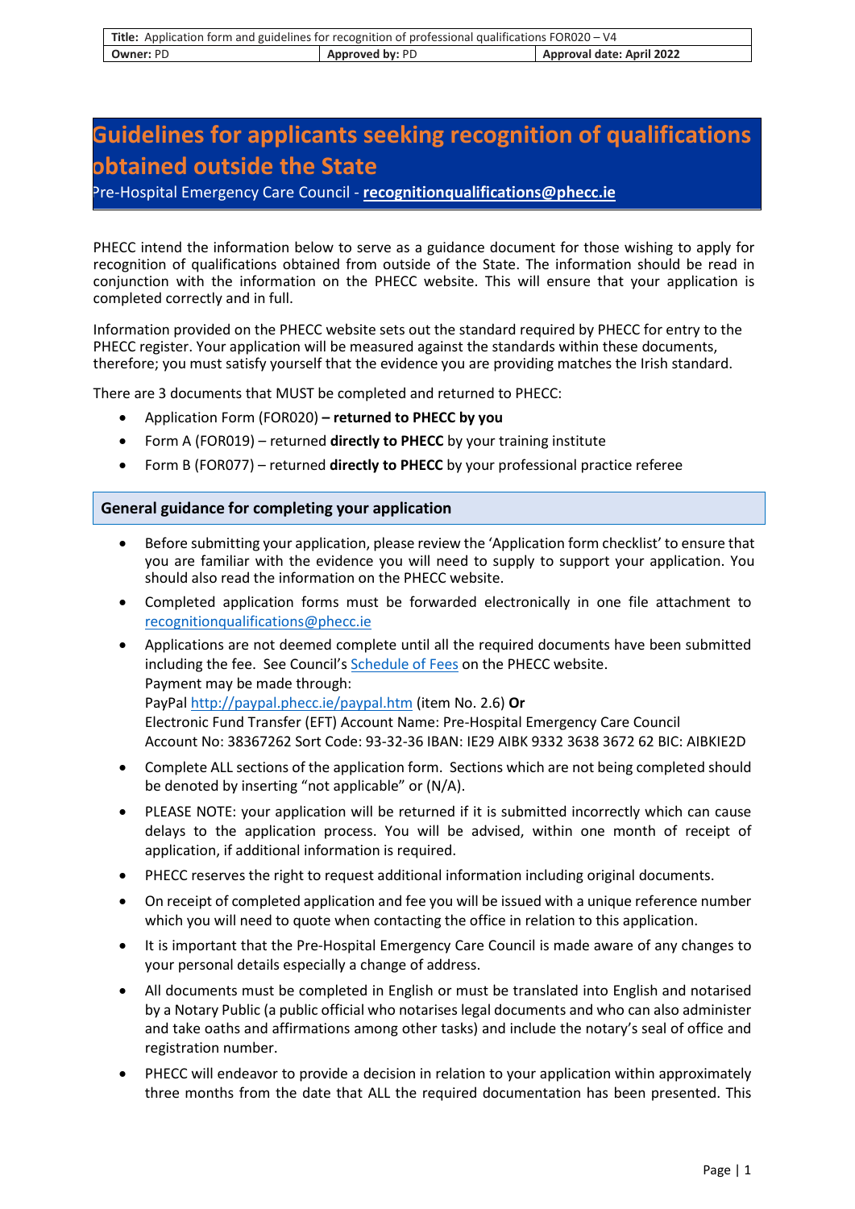| **Title:** Application form and guidelines for recognition of professional qualifications FOR020 – V4 | | |
|---|---|---|
| **Owner:** PD | **Approved by:** PD | **Approval date: April 2022** |

# Guidelines for applicants seeking recognition of qualifications obtained outside the State

Pre-Hospital Emergency Care Council - **recognitionqualifications@phecc.ie**

PHECC intend the information below to serve as a guidance document for those wishing to apply for recognition of qualifications obtained from outside of the State. The information should be read in conjunction with the information on the PHECC website. This will ensure that your application is completed correctly and in full.

Information provided on the PHECC website sets out the standard required by PHECC for entry to the PHECC register. Your application will be measured against the standards within these documents, therefore; you must satisfy yourself that the evidence you are providing matches the Irish standard.

There are 3 documents that MUST be completed and returned to PHECC:

- Application Form (FOR020) **– returned to PHECC by you**
- Form A (FOR019) – returned **directly to PHECC** by your training institute
- Form B (FOR077) – returned **directly to PHECC** by your professional practice referee

## General guidance for completing your application

- Before submitting your application, please review the 'Application form checklist' to ensure that you are familiar with the evidence you will need to supply to support your application. You should also read the information on the PHECC website.
- Completed application forms must be forwarded electronically in one file attachment to recognitionqualifications@phecc.ie
- Applications are not deemed complete until all the required documents have been submitted including the fee. See Council's Schedule of Fees on the PHECC website.
  Payment may be made through:
  PayPal http://paypal.phecc.ie/paypal.htm (item No. 2.6) **Or**
  Electronic Fund Transfer (EFT) Account Name: Pre-Hospital Emergency Care Council
  Account No: 38367262 Sort Code: 93-32-36 IBAN: IE29 AIBK 9332 3638 3672 62 BIC: AIBKIE2D
- Complete ALL sections of the application form. Sections which are not being completed should be denoted by inserting "not applicable" or (N/A).
- PLEASE NOTE: your application will be returned if it is submitted incorrectly which can cause delays to the application process. You will be advised, within one month of receipt of application, if additional information is required.
- PHECC reserves the right to request additional information including original documents.
- On receipt of completed application and fee you will be issued with a unique reference number which you will need to quote when contacting the office in relation to this application.
- It is important that the Pre-Hospital Emergency Care Council is made aware of any changes to your personal details especially a change of address.
- All documents must be completed in English or must be translated into English and notarised by a Notary Public (a public official who notarises legal documents and who can also administer and take oaths and affirmations among other tasks) and include the notary's seal of office and registration number.
- PHECC will endeavor to provide a decision in relation to your application within approximately three months from the date that ALL the required documentation has been presented. This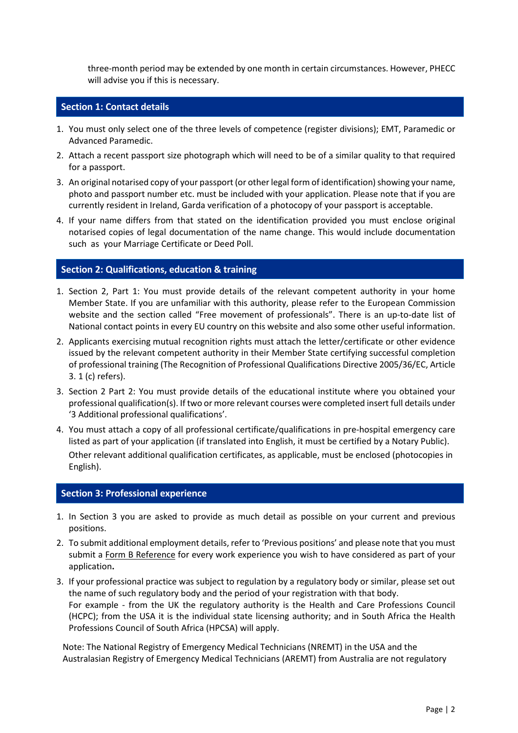three-month period may be extended by one month in certain circumstances. However, PHECC will advise you if this is necessary.

## Section 1: Contact details

1. You must only select one of the three levels of competence (register divisions); EMT, Paramedic or Advanced Paramedic.
2. Attach a recent passport size photograph which will need to be of a similar quality to that required for a passport.
3. An original notarised copy of your passport (or other legal form of identification) showing your name, photo and passport number etc. must be included with your application. Please note that if you are currently resident in Ireland, Garda verification of a photocopy of your passport is acceptable.
4. If your name differs from that stated on the identification provided you must enclose original notarised copies of legal documentation of the name change. This would include documentation such as your Marriage Certificate or Deed Poll.

## Section 2: Qualifications, education & training

1. Section 2, Part 1: You must provide details of the relevant competent authority in your home Member State. If you are unfamiliar with this authority, please refer to the European Commission website and the section called "Free movement of professionals". There is an up-to-date list of National contact points in every EU country on this website and also some other useful information.
2. Applicants exercising mutual recognition rights must attach the letter/certificate or other evidence issued by the relevant competent authority in their Member State certifying successful completion of professional training (The Recognition of Professional Qualifications Directive 2005/36/EC, Article 3. 1 (c) refers).
3. Section 2 Part 2: You must provide details of the educational institute where you obtained your professional qualification(s). If two or more relevant courses were completed insert full details under '3 Additional professional qualifications'.
4. You must attach a copy of all professional certificate/qualifications in pre-hospital emergency care listed as part of your application (if translated into English, it must be certified by a Notary Public).

   Other relevant additional qualification certificates, as applicable, must be enclosed (photocopies in English).

## Section 3: Professional experience

1. In Section 3 you are asked to provide as much detail as possible on your current and previous positions.
2. To submit additional employment details, refer to 'Previous positions' and please note that you must submit a Form B Reference for every work experience you wish to have considered as part of your application**.**
3. If your professional practice was subject to regulation by a regulatory body or similar, please set out the name of such regulatory body and the period of your registration with that body.
   For example - from the UK the regulatory authority is the Health and Care Professions Council (HCPC); from the USA it is the individual state licensing authority; and in South Africa the Health Professions Council of South Africa (HPCSA) will apply.

Note: The National Registry of Emergency Medical Technicians (NREMT) in the USA and the Australasian Registry of Emergency Medical Technicians (AREMT) from Australia are not regulatory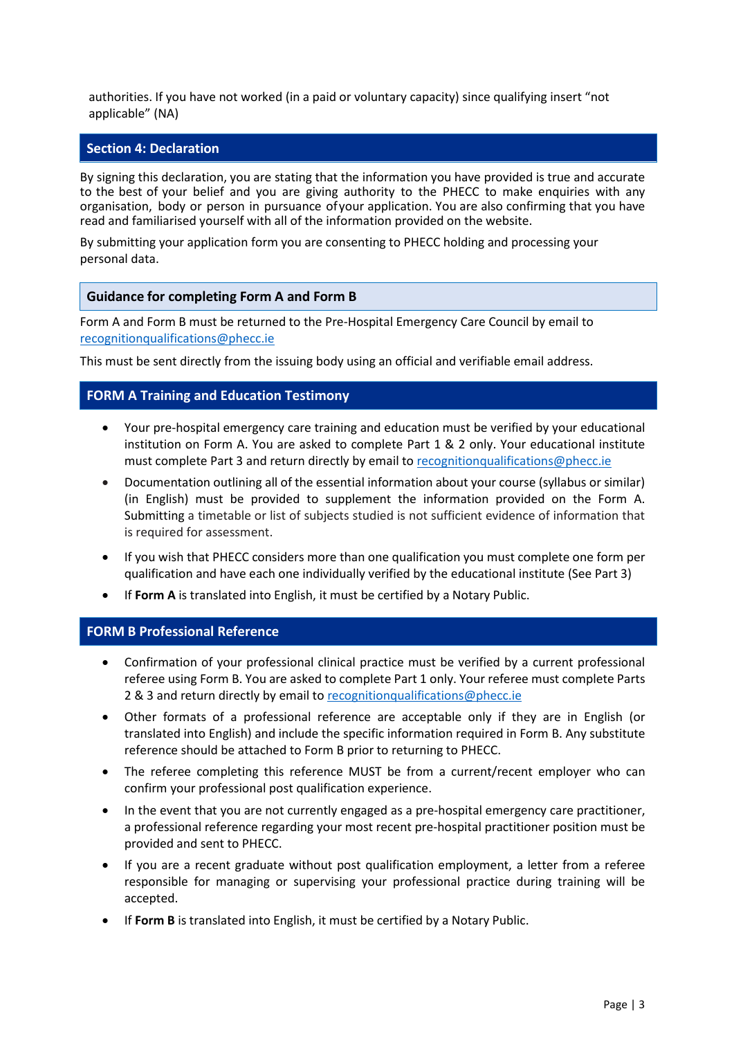authorities. If you have not worked (in a paid or voluntary capacity) since qualifying insert "not applicable" (NA)

## Section 4: Declaration

By signing this declaration, you are stating that the information you have provided is true and accurate to the best of your belief and you are giving authority to the PHECC to make enquiries with any organisation, body or person in pursuance of your application. You are also confirming that you have read and familiarised yourself with all of the information provided on the website.

By submitting your application form you are consenting to PHECC holding and processing your personal data.

## Guidance for completing Form A and Form B

Form A and Form B must be returned to the Pre-Hospital Emergency Care Council by email to recognitionqualifications@phecc.ie

This must be sent directly from the issuing body using an official and verifiable email address.

## FORM A Training and Education Testimony

- Your pre-hospital emergency care training and education must be verified by your educational institution on Form A. You are asked to complete Part 1 & 2 only. Your educational institute must complete Part 3 and return directly by email to recognitionqualifications@phecc.ie
- Documentation outlining all of the essential information about your course (syllabus or similar) (in English) must be provided to supplement the information provided on the Form A. Submitting a timetable or list of subjects studied is not sufficient evidence of information that is required for assessment.
- If you wish that PHECC considers more than one qualification you must complete one form per qualification and have each one individually verified by the educational institute (See Part 3)
- If **Form A** is translated into English, it must be certified by a Notary Public.

## FORM B Professional Reference

- Confirmation of your professional clinical practice must be verified by a current professional referee using Form B. You are asked to complete Part 1 only. Your referee must complete Parts 2 & 3 and return directly by email to recognitionqualifications@phecc.ie
- Other formats of a professional reference are acceptable only if they are in English (or translated into English) and include the specific information required in Form B. Any substitute reference should be attached to Form B prior to returning to PHECC.
- The referee completing this reference MUST be from a current/recent employer who can confirm your professional post qualification experience.
- In the event that you are not currently engaged as a pre-hospital emergency care practitioner, a professional reference regarding your most recent pre-hospital practitioner position must be provided and sent to PHECC.
- If you are a recent graduate without post qualification employment, a letter from a referee responsible for managing or supervising your professional practice during training will be accepted.
- If **Form B** is translated into English, it must be certified by a Notary Public.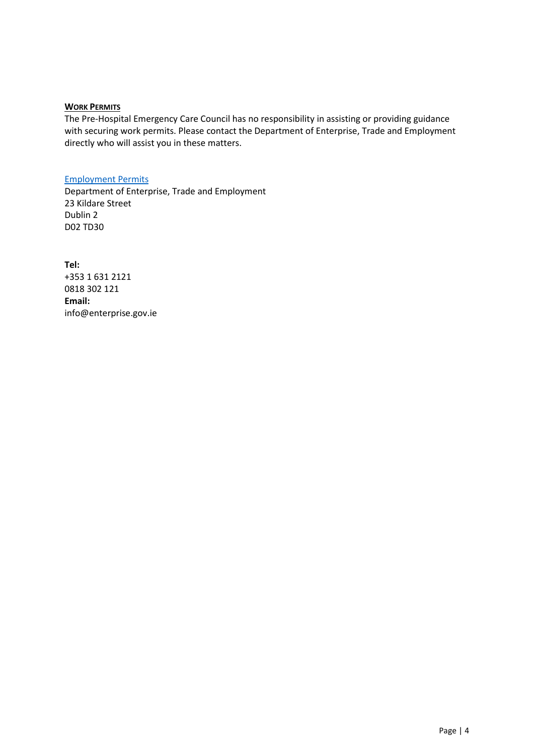## **WORK PERMITS**

The Pre-Hospital Emergency Care Council has no responsibility in assisting or providing guidance with securing work permits. Please contact the Department of Enterprise, Trade and Employment directly who will assist you in these matters.

Employment Permits
Department of Enterprise, Trade and Employment
23 Kildare Street
Dublin 2
D02 TD30

**Tel:**
+353 1 631 2121
0818 302 121
**Email:**
info@enterprise.gov.ie